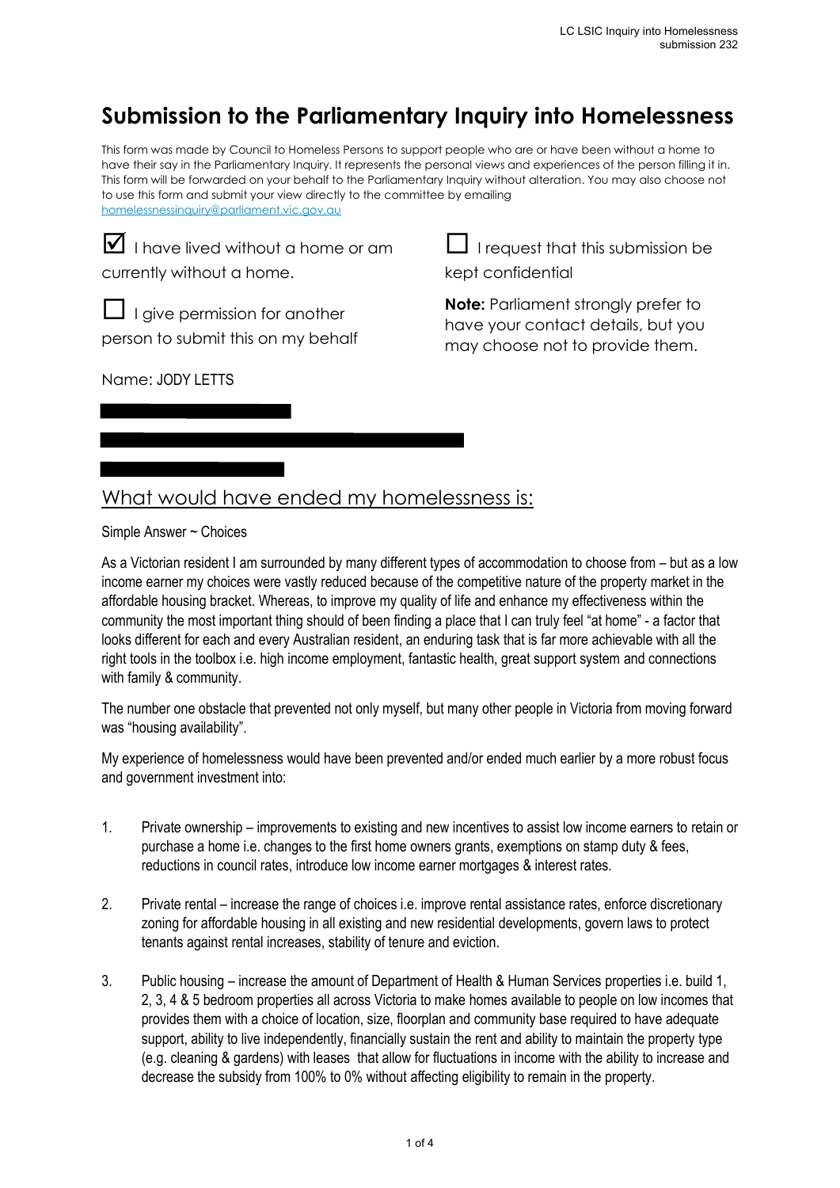# Submission to the Parliamentary Inquiry into Homelessness

This form was made by Council to Homeless Persons to support people who are or have been without a home to have their say in the Parliamentary Inquiry. It represents the personal views and experiences of the person filling it in. This form will be forwarded on your behalf to the Parliamentary Inquiry without alteration. You may also choose not to use this form and submit your view directly to the committee by emailing homelessnessinquiry@parliament.vic.gov.au

☑ I have lived without a home or am currently without a home.

☐ I give permission for another person to submit this on my behalf

☐ I request that this submission be kept confidential

**Note:** Parliament strongly prefer to have your contact details, but you may choose not to provide them.

Name: JODY LETTS

## What would have ended my homelessness is:

Simple Answer ~ Choices

As a Victorian resident I am surrounded by many different types of accommodation to choose from – but as a low income earner my choices were vastly reduced because of the competitive nature of the property market in the affordable housing bracket. Whereas, to improve my quality of life and enhance my effectiveness within the community the most important thing should of been finding a place that I can truly feel "at home" - a factor that looks different for each and every Australian resident, an enduring task that is far more achievable with all the right tools in the toolbox i.e. high income employment, fantastic health, great support system and connections with family & community.

The number one obstacle that prevented not only myself, but many other people in Victoria from moving forward was "housing availability".

My experience of homelessness would have been prevented and/or ended much earlier by a more robust focus and government investment into:

1. Private ownership – improvements to existing and new incentives to assist low income earners to retain or purchase a home i.e. changes to the first home owners grants, exemptions on stamp duty & fees, reductions in council rates, introduce low income earner mortgages & interest rates.

2. Private rental – increase the range of choices i.e. improve rental assistance rates, enforce discretionary zoning for affordable housing in all existing and new residential developments, govern laws to protect tenants against rental increases, stability of tenure and eviction.

3. Public housing – increase the amount of Department of Health & Human Services properties i.e. build 1, 2, 3, 4 & 5 bedroom properties all across Victoria to make homes available to people on low incomes that provides them with a choice of location, size, floorplan and community base required to have adequate support, ability to live independently, financially sustain the rent and ability to maintain the property type (e.g. cleaning & gardens) with leases that allow for fluctuations in income with the ability to increase and decrease the subsidy from 100% to 0% without affecting eligibility to remain in the property.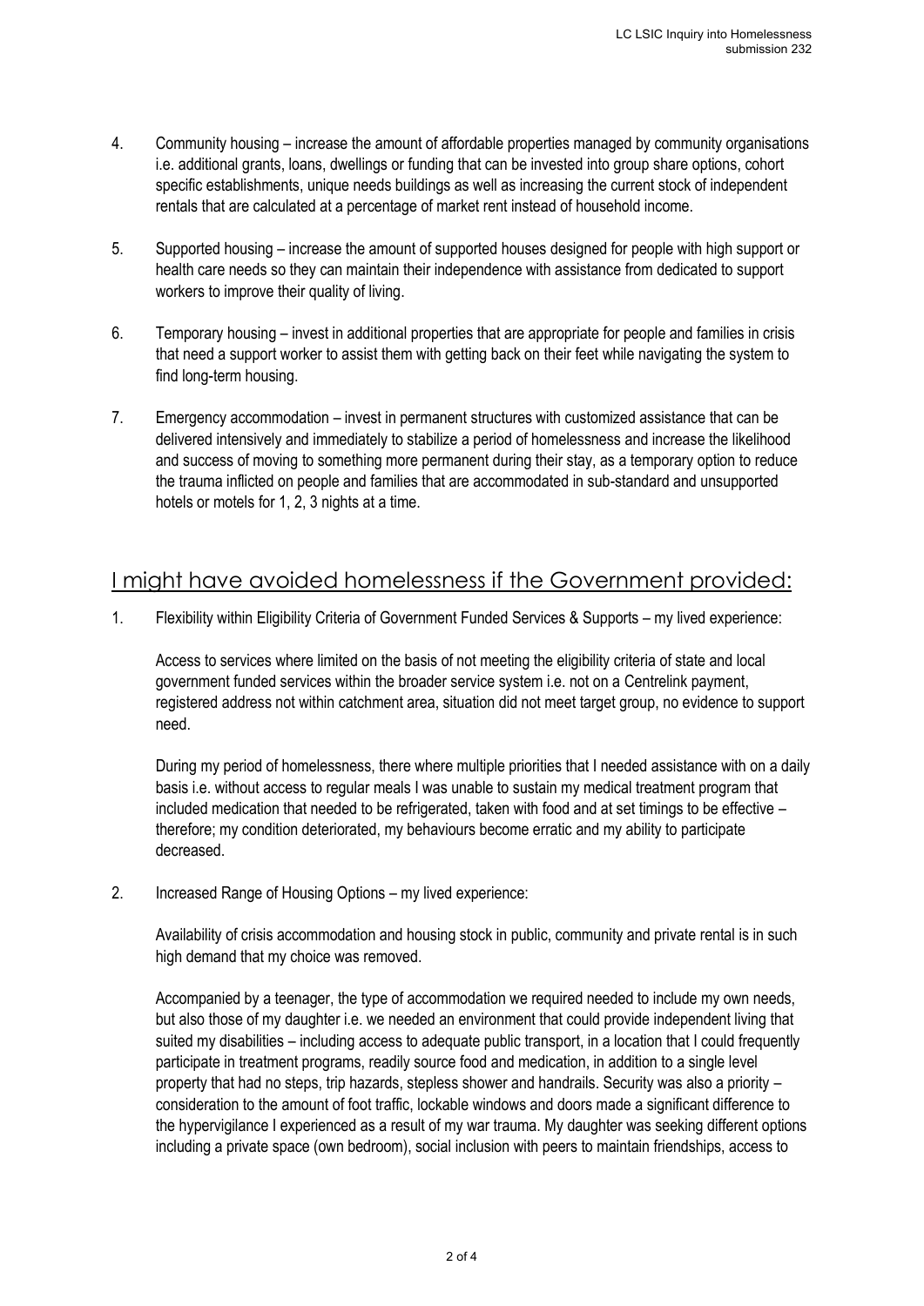4. Community housing – increase the amount of affordable properties managed by community organisations i.e. additional grants, loans, dwellings or funding that can be invested into group share options, cohort specific establishments, unique needs buildings as well as increasing the current stock of independent rentals that are calculated at a percentage of market rent instead of household income.

5. Supported housing – increase the amount of supported houses designed for people with high support or health care needs so they can maintain their independence with assistance from dedicated to support workers to improve their quality of living.

6. Temporary housing – invest in additional properties that are appropriate for people and families in crisis that need a support worker to assist them with getting back on their feet while navigating the system to find long-term housing.

7. Emergency accommodation – invest in permanent structures with customized assistance that can be delivered intensively and immediately to stabilize a period of homelessness and increase the likelihood and success of moving to something more permanent during their stay, as a temporary option to reduce the trauma inflicted on people and families that are accommodated in sub-standard and unsupported hotels or motels for 1, 2, 3 nights at a time.

## I might have avoided homelessness if the Government provided:

1. Flexibility within Eligibility Criteria of Government Funded Services & Supports – my lived experience:

   Access to services where limited on the basis of not meeting the eligibility criteria of state and local government funded services within the broader service system i.e. not on a Centrelink payment, registered address not within catchment area, situation did not meet target group, no evidence to support need.

   During my period of homelessness, there where multiple priorities that I needed assistance with on a daily basis i.e. without access to regular meals I was unable to sustain my medical treatment program that included medication that needed to be refrigerated, taken with food and at set timings to be effective – therefore; my condition deteriorated, my behaviours become erratic and my ability to participate decreased.

2. Increased Range of Housing Options – my lived experience:

   Availability of crisis accommodation and housing stock in public, community and private rental is in such high demand that my choice was removed.

   Accompanied by a teenager, the type of accommodation we required needed to include my own needs, but also those of my daughter i.e. we needed an environment that could provide independent living that suited my disabilities – including access to adequate public transport, in a location that I could frequently participate in treatment programs, readily source food and medication, in addition to a single level property that had no steps, trip hazards, stepless shower and handrails. Security was also a priority – consideration to the amount of foot traffic, lockable windows and doors made a significant difference to the hypervigilance I experienced as a result of my war trauma. My daughter was seeking different options including a private space (own bedroom), social inclusion with peers to maintain friendships, access to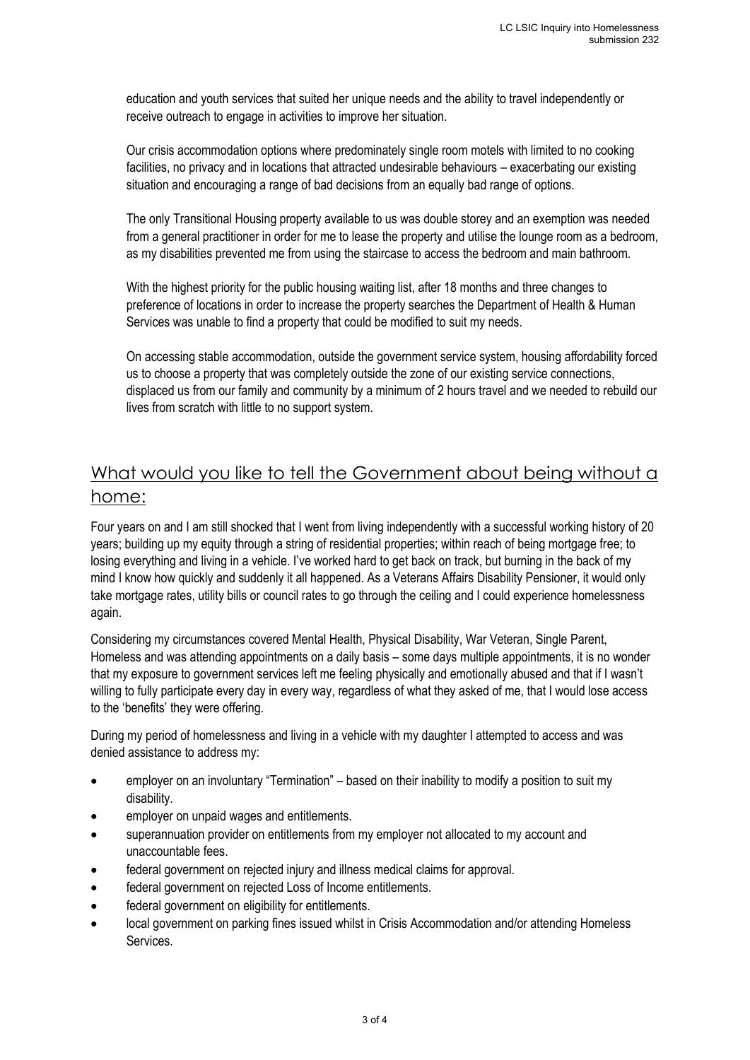education and youth services that suited her unique needs and the ability to travel independently or receive outreach to engage in activities to improve her situation.

Our crisis accommodation options where predominately single room motels with limited to no cooking facilities, no privacy and in locations that attracted undesirable behaviours – exacerbating our existing situation and encouraging a range of bad decisions from an equally bad range of options.

The only Transitional Housing property available to us was double storey and an exemption was needed from a general practitioner in order for me to lease the property and utilise the lounge room as a bedroom, as my disabilities prevented me from using the staircase to access the bedroom and main bathroom.

With the highest priority for the public housing waiting list, after 18 months and three changes to preference of locations in order to increase the property searches the Department of Health & Human Services was unable to find a property that could be modified to suit my needs.

On accessing stable accommodation, outside the government service system, housing affordability forced us to choose a property that was completely outside the zone of our existing service connections, displaced us from our family and community by a minimum of 2 hours travel and we needed to rebuild our lives from scratch with little to no support system.

## What would you like to tell the Government about being without a home:

Four years on and I am still shocked that I went from living independently with a successful working history of 20 years; building up my equity through a string of residential properties; within reach of being mortgage free; to losing everything and living in a vehicle. I've worked hard to get back on track, but burning in the back of my mind I know how quickly and suddenly it all happened. As a Veterans Affairs Disability Pensioner, it would only take mortgage rates, utility bills or council rates to go through the ceiling and I could experience homelessness again.

Considering my circumstances covered Mental Health, Physical Disability, War Veteran, Single Parent, Homeless and was attending appointments on a daily basis – some days multiple appointments, it is no wonder that my exposure to government services left me feeling physically and emotionally abused and that if I wasn't willing to fully participate every day in every way, regardless of what they asked of me, that I would lose access to the 'benefits' they were offering.

During my period of homelessness and living in a vehicle with my daughter I attempted to access and was denied assistance to address my:

- employer on an involuntary "Termination" – based on their inability to modify a position to suit my disability.
- employer on unpaid wages and entitlements.
- superannuation provider on entitlements from my employer not allocated to my account and unaccountable fees.
- federal government on rejected injury and illness medical claims for approval.
- federal government on rejected Loss of Income entitlements.
- federal government on eligibility for entitlements.
- local government on parking fines issued whilst in Crisis Accommodation and/or attending Homeless Services.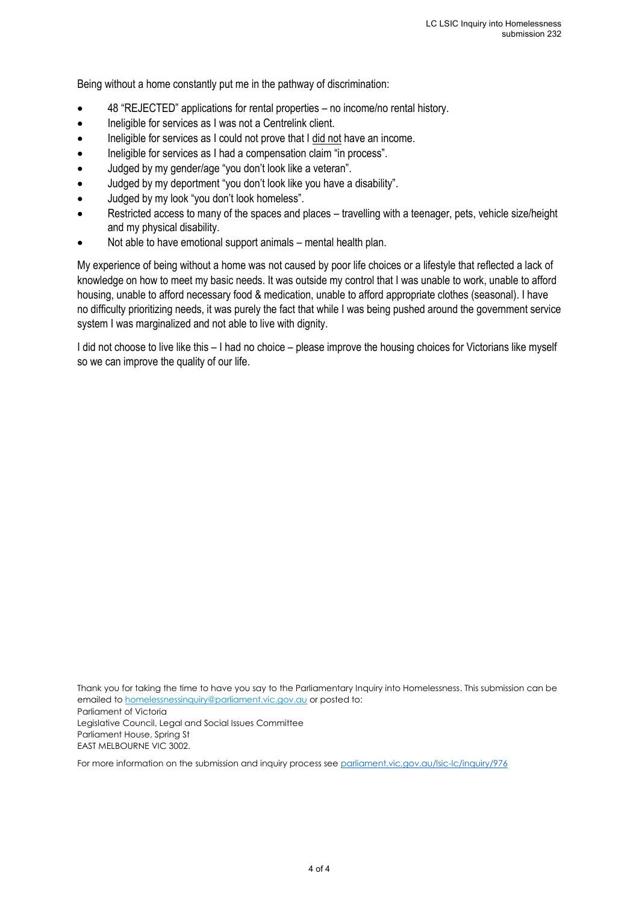Being without a home constantly put me in the pathway of discrimination:

- 48 “REJECTED” applications for rental properties – no income/no rental history.
- Ineligible for services as I was not a Centrelink client.
- Ineligible for services as I could not prove that I did not have an income.
- Ineligible for services as I had a compensation claim “in process”.
- Judged by my gender/age “you don’t look like a veteran”.
- Judged by my deportment “you don’t look like you have a disability”.
- Judged by my look “you don’t look homeless”.
- Restricted access to many of the spaces and places – travelling with a teenager, pets, vehicle size/height and my physical disability.
- Not able to have emotional support animals – mental health plan.

My experience of being without a home was not caused by poor life choices or a lifestyle that reflected a lack of knowledge on how to meet my basic needs. It was outside my control that I was unable to work, unable to afford housing, unable to afford necessary food & medication, unable to afford appropriate clothes (seasonal). I have no difficulty prioritizing needs, it was purely the fact that while I was being pushed around the government service system I was marginalized and not able to live with dignity.

I did not choose to live like this – I had no choice – please improve the housing choices for Victorians like myself so we can improve the quality of our life.

Thank you for taking the time to have you say to the Parliamentary Inquiry into Homelessness. This submission can be emailed to homelessnessinquiry@parliament.vic.gov.au or posted to:
Parliament of Victoria
Legislative Council, Legal and Social Issues Committee
Parliament House, Spring St
EAST MELBOURNE VIC 3002.

For more information on the submission and inquiry process see parliament.vic.gov.au/lsic-lc/inquiry/976